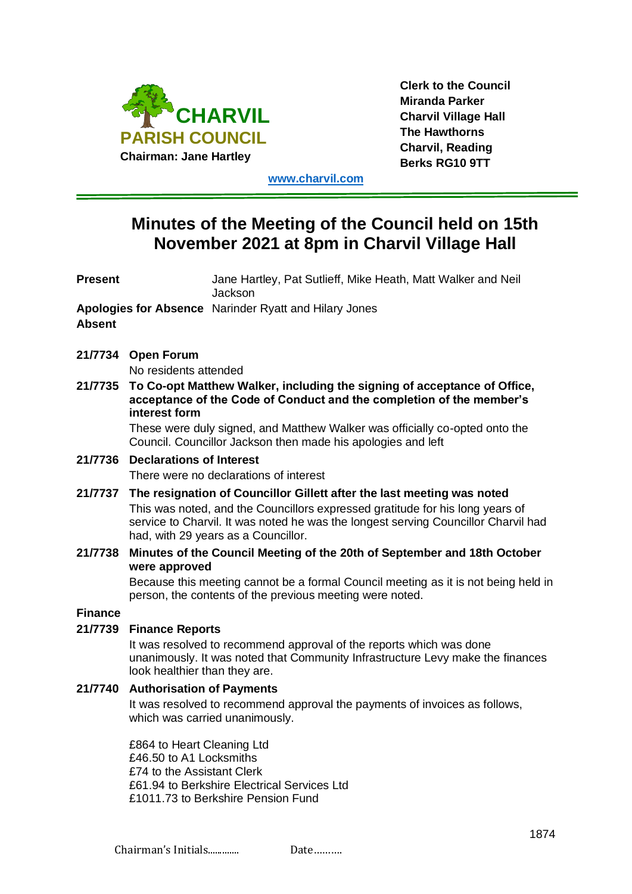**CHARVIL PARISH COUNCIL**
**Chairman: Jane Hartley**

**Clerk to the Council**
**Miranda Parker**
**Charvil Village Hall**
**The Hawthorns**
**Charvil, Reading**
**Berks RG10 9TT**

[www.charvil.com](http://www.charvil.com)

# Minutes of the Meeting of the Council held on 15th November 2021 at 8pm in Charvil Village Hall

**Present** Jane Hartley, Pat Sutlieff, Mike Heath, Matt Walker and Neil Jackson

**Apologies for Absence** Narinder Ryatt and Hilary Jones

**Absent**

**21/7734 Open Forum**

No residents attended

**21/7735 To Co-opt Matthew Walker, including the signing of acceptance of Office, acceptance of the Code of Conduct and the completion of the member's interest form**

These were duly signed, and Matthew Walker was officially co-opted onto the Council. Councillor Jackson then made his apologies and left

**21/7736 Declarations of Interest**

There were no declarations of interest

**21/7737 The resignation of Councillor Gillett after the last meeting was noted**

This was noted, and the Councillors expressed gratitude for his long years of service to Charvil. It was noted he was the longest serving Councillor Charvil had had, with 29 years as a Councillor.

**21/7738 Minutes of the Council Meeting of the 20th of September and 18th October were approved**

Because this meeting cannot be a formal Council meeting as it is not being held in person, the contents of the previous meeting were noted.

**Finance**

**21/7739 Finance Reports**

It was resolved to recommend approval of the reports which was done unanimously. It was noted that Community Infrastructure Levy make the finances look healthier than they are.

**21/7740 Authorisation of Payments**

It was resolved to recommend approval the payments of invoices as follows, which was carried unanimously.

£864 to Heart Cleaning Ltd
£46.50 to A1 Locksmiths
£74 to the Assistant Clerk
£61.94 to Berkshire Electrical Services Ltd
£1011.73 to Berkshire Pension Fund

Chairman's Initials............. Date..........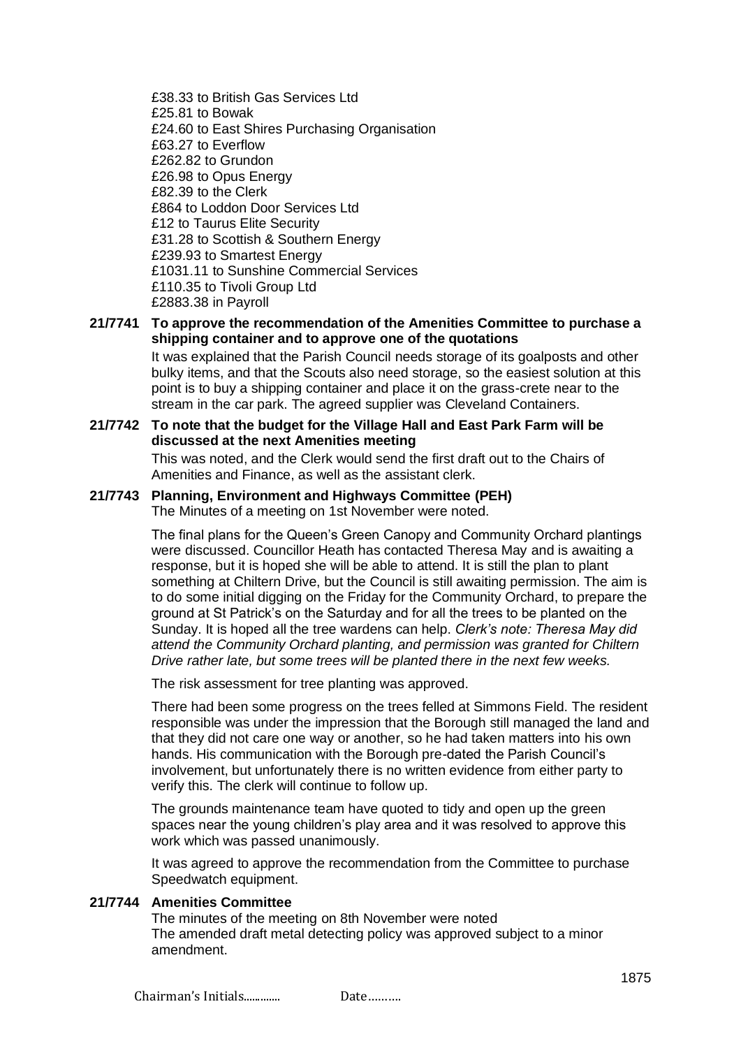£38.33 to British Gas Services Ltd
£25.81 to Bowak
£24.60 to East Shires Purchasing Organisation
£63.27 to Everflow
£262.82 to Grundon
£26.98 to Opus Energy
£82.39 to the Clerk
£864 to Loddon Door Services Ltd
£12 to Taurus Elite Security
£31.28 to Scottish & Southern Energy
£239.93 to Smartest Energy
£1031.11 to Sunshine Commercial Services
£110.35 to Tivoli Group Ltd
£2883.38 in Payroll

**21/7741 To approve the recommendation of the Amenities Committee to purchase a shipping container and to approve one of the quotations**

It was explained that the Parish Council needs storage of its goalposts and other bulky items, and that the Scouts also need storage, so the easiest solution at this point is to buy a shipping container and place it on the grass-crete near to the stream in the car park. The agreed supplier was Cleveland Containers.

**21/7742 To note that the budget for the Village Hall and East Park Farm will be discussed at the next Amenities meeting**

This was noted, and the Clerk would send the first draft out to the Chairs of Amenities and Finance, as well as the assistant clerk.

**21/7743 Planning, Environment and Highways Committee (PEH)**

The Minutes of a meeting on 1st November were noted.

The final plans for the Queen's Green Canopy and Community Orchard plantings were discussed. Councillor Heath has contacted Theresa May and is awaiting a response, but it is hoped she will be able to attend. It is still the plan to plant something at Chiltern Drive, but the Council is still awaiting permission. The aim is to do some initial digging on the Friday for the Community Orchard, to prepare the ground at St Patrick's on the Saturday and for all the trees to be planted on the Sunday. It is hoped all the tree wardens can help. *Clerk's note: Theresa May did attend the Community Orchard planting, and permission was granted for Chiltern Drive rather late, but some trees will be planted there in the next few weeks.*

The risk assessment for tree planting was approved.

There had been some progress on the trees felled at Simmons Field. The resident responsible was under the impression that the Borough still managed the land and that they did not care one way or another, so he had taken matters into his own hands. His communication with the Borough pre-dated the Parish Council's involvement, but unfortunately there is no written evidence from either party to verify this. The clerk will continue to follow up.

The grounds maintenance team have quoted to tidy and open up the green spaces near the young children's play area and it was resolved to approve this work which was passed unanimously.

It was agreed to approve the recommendation from the Committee to purchase Speedwatch equipment.

**21/7744 Amenities Committee**

The minutes of the meeting on 8th November were noted
The amended draft metal detecting policy was approved subject to a minor amendment.

Chairman's Initials............. Date……….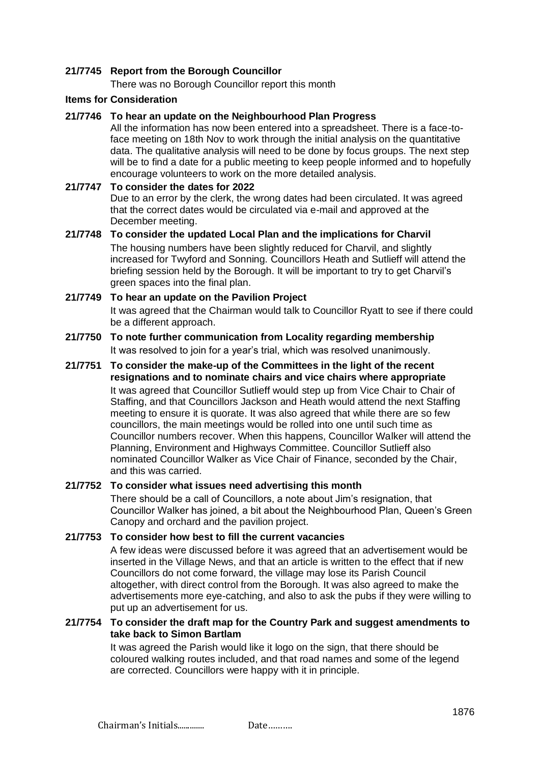**21/7745 Report from the Borough Councillor**

There was no Borough Councillor report this month

**Items for Consideration**

**21/7746 To hear an update on the Neighbourhood Plan Progress**

All the information has now been entered into a spreadsheet. There is a face-to-face meeting on 18th Nov to work through the initial analysis on the quantitative data. The qualitative analysis will need to be done by focus groups. The next step will be to find a date for a public meeting to keep people informed and to hopefully encourage volunteers to work on the more detailed analysis.

**21/7747 To consider the dates for 2022**

Due to an error by the clerk, the wrong dates had been circulated. It was agreed that the correct dates would be circulated via e-mail and approved at the December meeting.

**21/7748 To consider the updated Local Plan and the implications for Charvil**

The housing numbers have been slightly reduced for Charvil, and slightly increased for Twyford and Sonning. Councillors Heath and Sutlieff will attend the briefing session held by the Borough. It will be important to try to get Charvil's green spaces into the final plan.

**21/7749 To hear an update on the Pavilion Project**

It was agreed that the Chairman would talk to Councillor Ryatt to see if there could be a different approach.

**21/7750 To note further communication from Locality regarding membership**

It was resolved to join for a year's trial, which was resolved unanimously.

**21/7751 To consider the make-up of the Committees in the light of the recent resignations and to nominate chairs and vice chairs where appropriate**

It was agreed that Councillor Sutlieff would step up from Vice Chair to Chair of Staffing, and that Councillors Jackson and Heath would attend the next Staffing meeting to ensure it is quorate. It was also agreed that while there are so few councillors, the main meetings would be rolled into one until such time as Councillor numbers recover. When this happens, Councillor Walker will attend the Planning, Environment and Highways Committee. Councillor Sutlieff also nominated Councillor Walker as Vice Chair of Finance, seconded by the Chair, and this was carried.

**21/7752 To consider what issues need advertising this month**

There should be a call of Councillors, a note about Jim's resignation, that Councillor Walker has joined, a bit about the Neighbourhood Plan, Queen's Green Canopy and orchard and the pavilion project.

**21/7753 To consider how best to fill the current vacancies**

A few ideas were discussed before it was agreed that an advertisement would be inserted in the Village News, and that an article is written to the effect that if new Councillors do not come forward, the village may lose its Parish Council altogether, with direct control from the Borough. It was also agreed to make the advertisements more eye-catching, and also to ask the pubs if they were willing to put up an advertisement for us.

**21/7754 To consider the draft map for the Country Park and suggest amendments to take back to Simon Bartlam**

It was agreed the Parish would like it logo on the sign, that there should be coloured walking routes included, and that road names and some of the legend are corrected. Councillors were happy with it in principle.

Chairman's Initials............. Date..........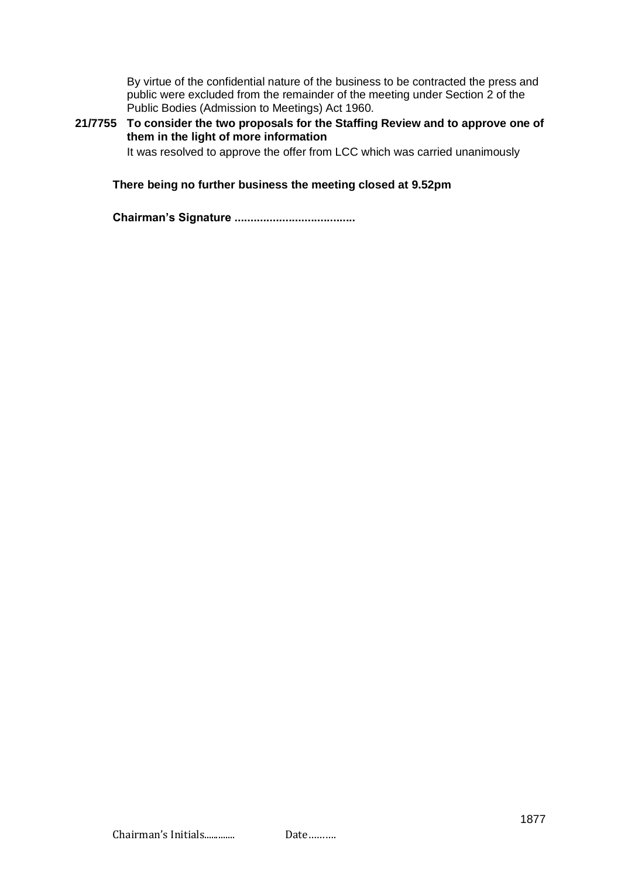By virtue of the confidential nature of the business to be contracted the press and public were excluded from the remainder of the meeting under Section 2 of the Public Bodies (Admission to Meetings) Act 1960.

**21/7755 To consider the two proposals for the Staffing Review and to approve one of them in the light of more information**

It was resolved to approve the offer from LCC which was carried unanimously

**There being no further business the meeting closed at 9.52pm**

**Chairman's Signature ......................................**

Chairman's Initials............. Date……….